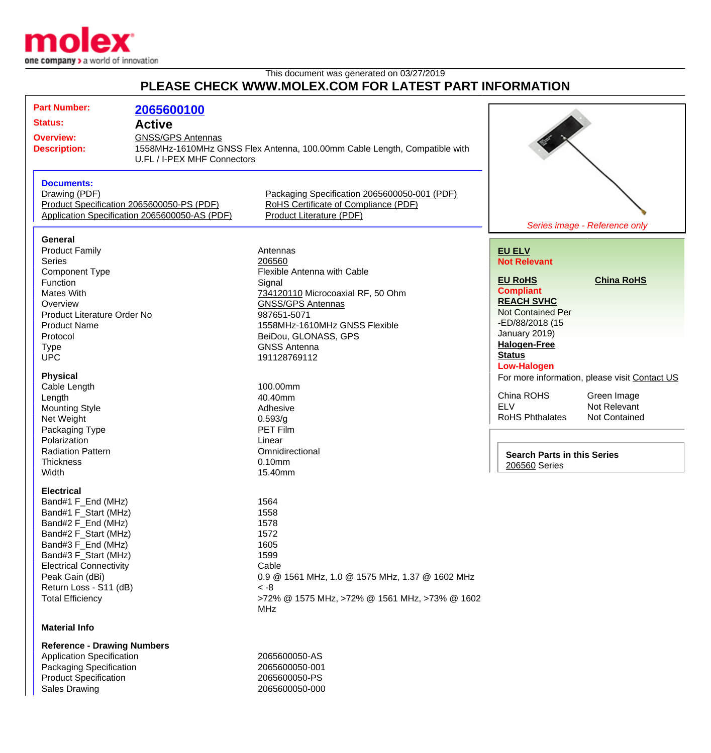molex
one company > a world of innovation

This document was generated on 03/27/2019

# PLEASE CHECK WWW.MOLEX.COM FOR LATEST PART INFORMATION

**Part Number:** 2065600100
**Status:** Active
**Overview:** GNSS/GPS Antennas
**Description:** 1558MHz-1610MHz GNSS Flex Antenna, 100.00mm Cable Length, Compatible with U.FL / I-PEX MHF Connectors

*Series image - Reference only*

**Documents:**
- Drawing (PDF)
- Product Specification 2065600050-PS (PDF)
- Application Specification 2065600050-AS (PDF)
- Packaging Specification 2065600050-001 (PDF)
- RoHS Certificate of Compliance (PDF)
- Product Literature (PDF)

**EU ELV**
Not Relevant

**EU RoHS** | **China RoHS**
Compliant

**REACH SVHC**
Not Contained Per -ED/88/2018 (15 January 2019)

**Halogen-Free Status**
Low-Halogen

For more information, please visit Contact US

| | |
|---|---|
| China ROHS | Green Image |
| ELV | Not Relevant |
| RoHS Phthalates | Not Contained |

**Search Parts in this Series**
206560 Series

### General

| | |
|---|---|
| Product Family | Antennas |
| Series | 206560 |
| Component Type | Flexible Antenna with Cable |
| Function | Signal |
| Mates With | 734120110 Microcoaxial RF, 50 Ohm |
| Overview | GNSS/GPS Antennas |
| Product Literature Order No | 987651-5071 |
| Product Name | 1558MHz-1610MHz GNSS Flexible |
| Protocol | BeiDou, GLONASS, GPS |
| Type | GNSS Antenna |
| UPC | 191128769112 |

### Physical

| | |
|---|---|
| Cable Length | 100.00mm |
| Length | 40.40mm |
| Mounting Style | Adhesive |
| Net Weight | 0.593/g |
| Packaging Type | PET Film |
| Polarization | Linear |
| Radiation Pattern | Omnidirectional |
| Thickness | 0.10mm |
| Width | 15.40mm |

### Electrical

| | |
|---|---|
| Band#1 F_End (MHz) | 1564 |
| Band#1 F_Start (MHz) | 1558 |
| Band#2 F_End (MHz) | 1578 |
| Band#2 F_Start (MHz) | 1572 |
| Band#3 F_End (MHz) | 1605 |
| Band#3 F_Start (MHz) | 1599 |
| Electrical Connectivity | Cable |
| Peak Gain (dBi) | 0.9 @ 1561 MHz, 1.0 @ 1575 MHz, 1.37 @ 1602 MHz |
| Return Loss - S11 (dB) | < -8 |
| Total Efficiency | >72% @ 1575 MHz, >72% @ 1561 MHz, >73% @ 1602 MHz |

### Material Info

### Reference - Drawing Numbers

| | |
|---|---|
| Application Specification | 2065600050-AS |
| Packaging Specification | 2065600050-001 |
| Product Specification | 2065600050-PS |
| Sales Drawing | 2065600050-000 |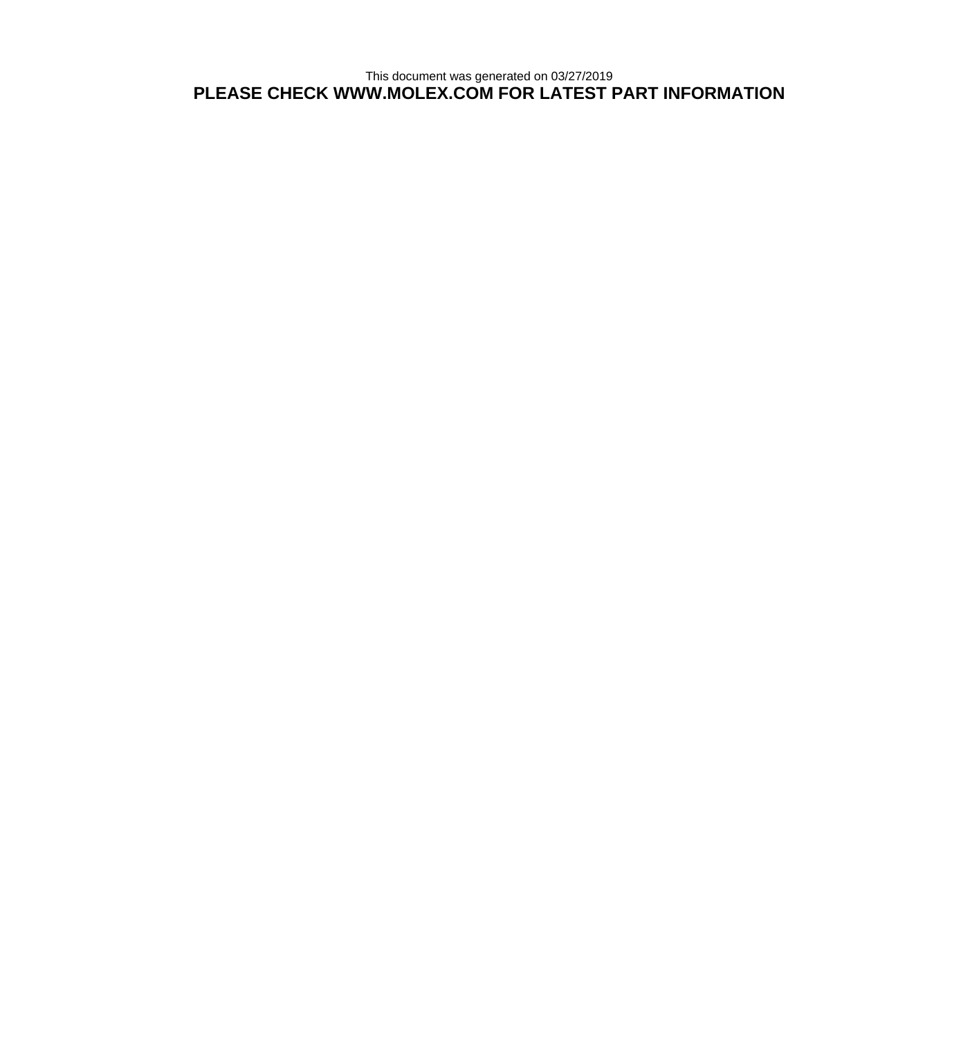This document was generated on 03/27/2019

**PLEASE CHECK WWW.MOLEX.COM FOR LATEST PART INFORMATION**